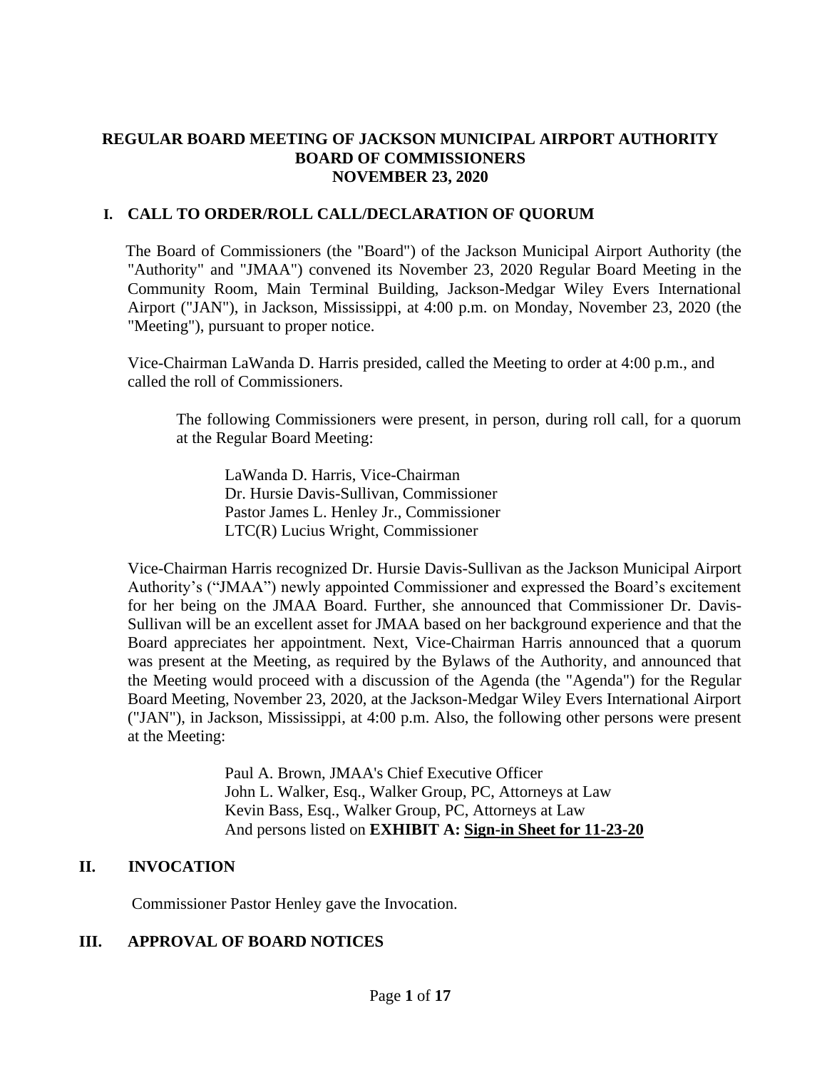# REGULAR BOARD MEETING OF JACKSON MUNICIPAL AIRPORT AUTHORITY BOARD OF COMMISSIONERS NOVEMBER 23, 2020

## I. CALL TO ORDER/ROLL CALL/DECLARATION OF QUORUM

The Board of Commissioners (the "Board") of the Jackson Municipal Airport Authority (the "Authority" and "JMAA") convened its November 23, 2020 Regular Board Meeting in the Community Room, Main Terminal Building, Jackson-Medgar Wiley Evers International Airport ("JAN"), in Jackson, Mississippi, at 4:00 p.m. on Monday, November 23, 2020 (the "Meeting"), pursuant to proper notice.

Vice-Chairman LaWanda D. Harris presided, called the Meeting to order at 4:00 p.m., and called the roll of Commissioners.

The following Commissioners were present, in person, during roll call, for a quorum at the Regular Board Meeting:

LaWanda D. Harris, Vice-Chairman
Dr. Hursie Davis-Sullivan, Commissioner
Pastor James L. Henley Jr., Commissioner
LTC(R) Lucius Wright, Commissioner

Vice-Chairman Harris recognized Dr. Hursie Davis-Sullivan as the Jackson Municipal Airport Authority's ("JMAA") newly appointed Commissioner and expressed the Board's excitement for her being on the JMAA Board. Further, she announced that Commissioner Dr. Davis-Sullivan will be an excellent asset for JMAA based on her background experience and that the Board appreciates her appointment. Next, Vice-Chairman Harris announced that a quorum was present at the Meeting, as required by the Bylaws of the Authority, and announced that the Meeting would proceed with a discussion of the Agenda (the "Agenda") for the Regular Board Meeting, November 23, 2020, at the Jackson-Medgar Wiley Evers International Airport ("JAN"), in Jackson, Mississippi, at 4:00 p.m. Also, the following other persons were present at the Meeting:

Paul A. Brown, JMAA's Chief Executive Officer
John L. Walker, Esq., Walker Group, PC, Attorneys at Law
Kevin Bass, Esq., Walker Group, PC, Attorneys at Law
And persons listed on **EXHIBIT A: Sign-in Sheet for 11-23-20**

## II. INVOCATION

Commissioner Pastor Henley gave the Invocation.

## III. APPROVAL OF BOARD NOTICES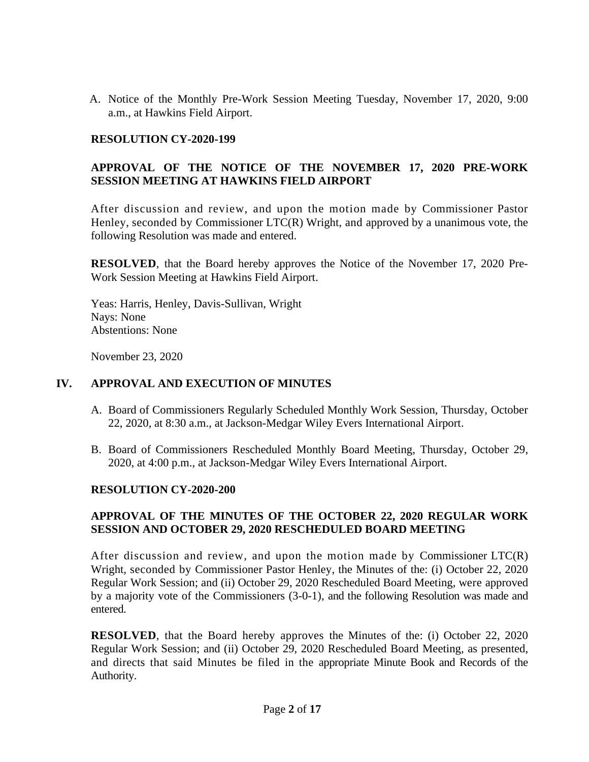A. Notice of the Monthly Pre-Work Session Meeting Tuesday, November 17, 2020, 9:00 a.m., at Hawkins Field Airport.

**RESOLUTION CY-2020-199**

**APPROVAL OF THE NOTICE OF THE NOVEMBER 17, 2020 PRE-WORK SESSION MEETING AT HAWKINS FIELD AIRPORT**

After discussion and review, and upon the motion made by Commissioner Pastor Henley, seconded by Commissioner LTC(R) Wright, and approved by a unanimous vote, the following Resolution was made and entered.

**RESOLVED**, that the Board hereby approves the Notice of the November 17, 2020 Pre-Work Session Meeting at Hawkins Field Airport.

Yeas: Harris, Henley, Davis-Sullivan, Wright
Nays: None
Abstentions: None

November 23, 2020

## IV. APPROVAL AND EXECUTION OF MINUTES

A. Board of Commissioners Regularly Scheduled Monthly Work Session, Thursday, October 22, 2020, at 8:30 a.m., at Jackson-Medgar Wiley Evers International Airport.

B. Board of Commissioners Rescheduled Monthly Board Meeting, Thursday, October 29, 2020, at 4:00 p.m., at Jackson-Medgar Wiley Evers International Airport.

**RESOLUTION CY-2020-200**

**APPROVAL OF THE MINUTES OF THE OCTOBER 22, 2020 REGULAR WORK SESSION AND OCTOBER 29, 2020 RESCHEDULED BOARD MEETING**

After discussion and review, and upon the motion made by Commissioner LTC(R) Wright, seconded by Commissioner Pastor Henley, the Minutes of the: (i) October 22, 2020 Regular Work Session; and (ii) October 29, 2020 Rescheduled Board Meeting, were approved by a majority vote of the Commissioners (3-0-1), and the following Resolution was made and entered.

**RESOLVED**, that the Board hereby approves the Minutes of the: (i) October 22, 2020 Regular Work Session; and (ii) October 29, 2020 Rescheduled Board Meeting, as presented, and directs that said Minutes be filed in the appropriate Minute Book and Records of the Authority.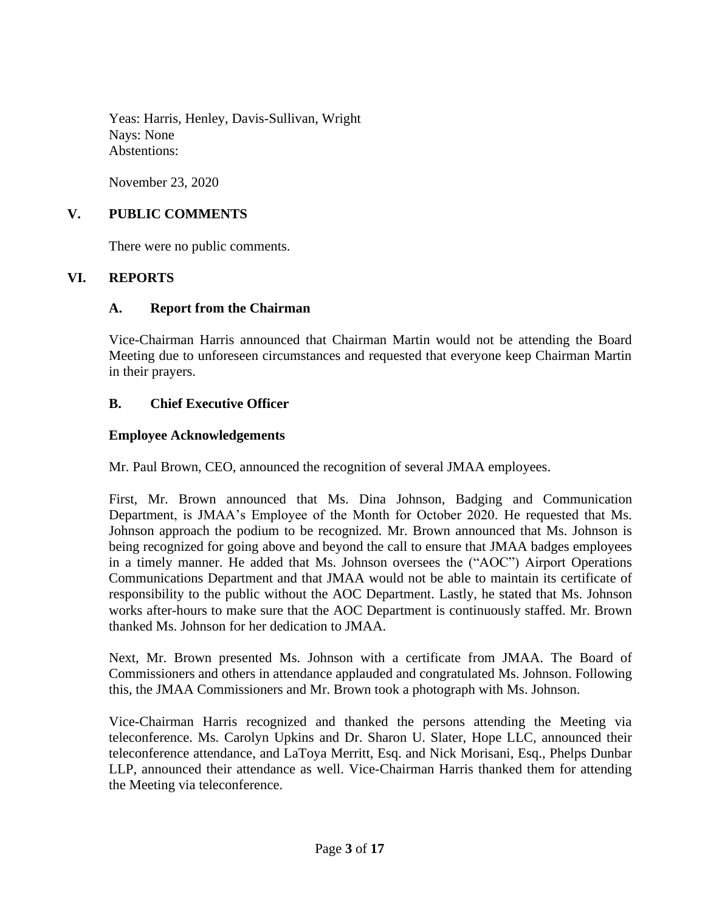Yeas: Harris, Henley, Davis-Sullivan, Wright
Nays: None
Abstentions:

November 23, 2020

## V. PUBLIC COMMENTS

There were no public comments.

## VI. REPORTS

### A. Report from the Chairman

Vice-Chairman Harris announced that Chairman Martin would not be attending the Board Meeting due to unforeseen circumstances and requested that everyone keep Chairman Martin in their prayers.

### B. Chief Executive Officer

**Employee Acknowledgements**

Mr. Paul Brown, CEO, announced the recognition of several JMAA employees.

First, Mr. Brown announced that Ms. Dina Johnson, Badging and Communication Department, is JMAA's Employee of the Month for October 2020. He requested that Ms. Johnson approach the podium to be recognized. Mr. Brown announced that Ms. Johnson is being recognized for going above and beyond the call to ensure that JMAA badges employees in a timely manner. He added that Ms. Johnson oversees the ("AOC") Airport Operations Communications Department and that JMAA would not be able to maintain its certificate of responsibility to the public without the AOC Department. Lastly, he stated that Ms. Johnson works after-hours to make sure that the AOC Department is continuously staffed. Mr. Brown thanked Ms. Johnson for her dedication to JMAA.

Next, Mr. Brown presented Ms. Johnson with a certificate from JMAA. The Board of Commissioners and others in attendance applauded and congratulated Ms. Johnson. Following this, the JMAA Commissioners and Mr. Brown took a photograph with Ms. Johnson.

Vice-Chairman Harris recognized and thanked the persons attending the Meeting via teleconference. Ms. Carolyn Upkins and Dr. Sharon U. Slater, Hope LLC, announced their teleconference attendance, and LaToya Merritt, Esq. and Nick Morisani, Esq., Phelps Dunbar LLP, announced their attendance as well. Vice-Chairman Harris thanked them for attending the Meeting via teleconference.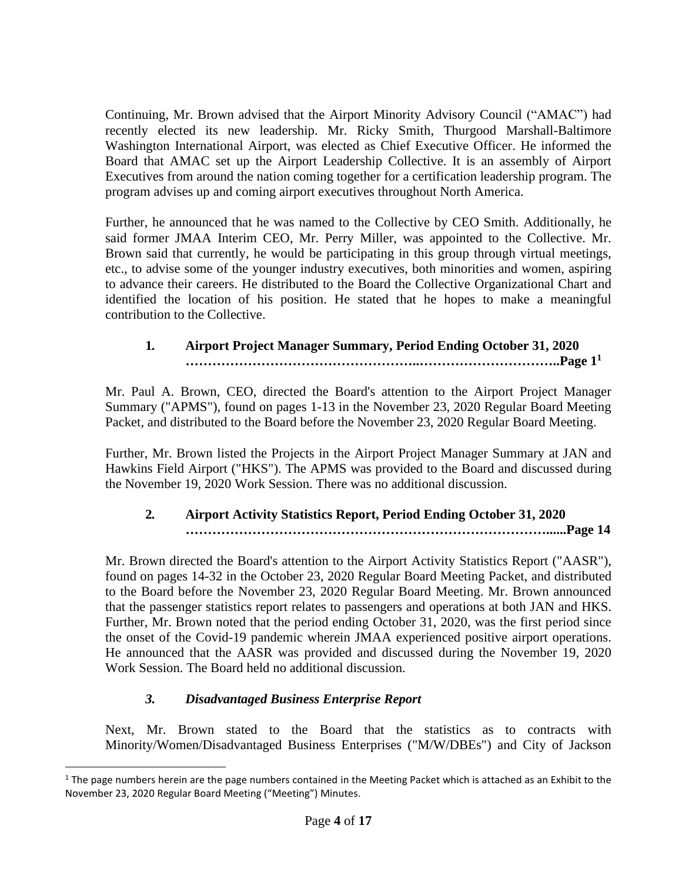Continuing, Mr. Brown advised that the Airport Minority Advisory Council ("AMAC") had recently elected its new leadership. Mr. Ricky Smith, Thurgood Marshall-Baltimore Washington International Airport, was elected as Chief Executive Officer. He informed the Board that AMAC set up the Airport Leadership Collective. It is an assembly of Airport Executives from around the nation coming together for a certification leadership program. The program advises up and coming airport executives throughout North America.

Further, he announced that he was named to the Collective by CEO Smith. Additionally, he said former JMAA Interim CEO, Mr. Perry Miller, was appointed to the Collective. Mr. Brown said that currently, he would be participating in this group through virtual meetings, etc., to advise some of the younger industry executives, both minorities and women, aspiring to advance their careers. He distributed to the Board the Collective Organizational Chart and identified the location of his position. He stated that he hopes to make a meaningful contribution to the Collective.

**1. Airport Project Manager Summary, Period Ending October 31, 2020 …………………………………………..…………………………..Page 1[1]**

Mr. Paul A. Brown, CEO, directed the Board's attention to the Airport Project Manager Summary ("APMS"), found on pages 1-13 in the November 23, 2020 Regular Board Meeting Packet, and distributed to the Board before the November 23, 2020 Regular Board Meeting.

Further, Mr. Brown listed the Projects in the Airport Project Manager Summary at JAN and Hawkins Field Airport ("HKS"). The APMS was provided to the Board and discussed during the November 19, 2020 Work Session. There was no additional discussion.

**2. Airport Activity Statistics Report, Period Ending October 31, 2020 ……………………………………………………………………......Page 14**

Mr. Brown directed the Board's attention to the Airport Activity Statistics Report ("AASR"), found on pages 14-32 in the October 23, 2020 Regular Board Meeting Packet, and distributed to the Board before the November 23, 2020 Regular Board Meeting. Mr. Brown announced that the passenger statistics report relates to passengers and operations at both JAN and HKS. Further, Mr. Brown noted that the period ending October 31, 2020, was the first period since the onset of the Covid-19 pandemic wherein JMAA experienced positive airport operations. He announced that the AASR was provided and discussed during the November 19, 2020 Work Session. The Board held no additional discussion.

***3. Disadvantaged Business Enterprise Report***

Next, Mr. Brown stated to the Board that the statistics as to contracts with Minority/Women/Disadvantaged Business Enterprises ("M/W/DBEs") and City of Jackson

[1] The page numbers herein are the page numbers contained in the Meeting Packet which is attached as an Exhibit to the November 23, 2020 Regular Board Meeting ("Meeting") Minutes.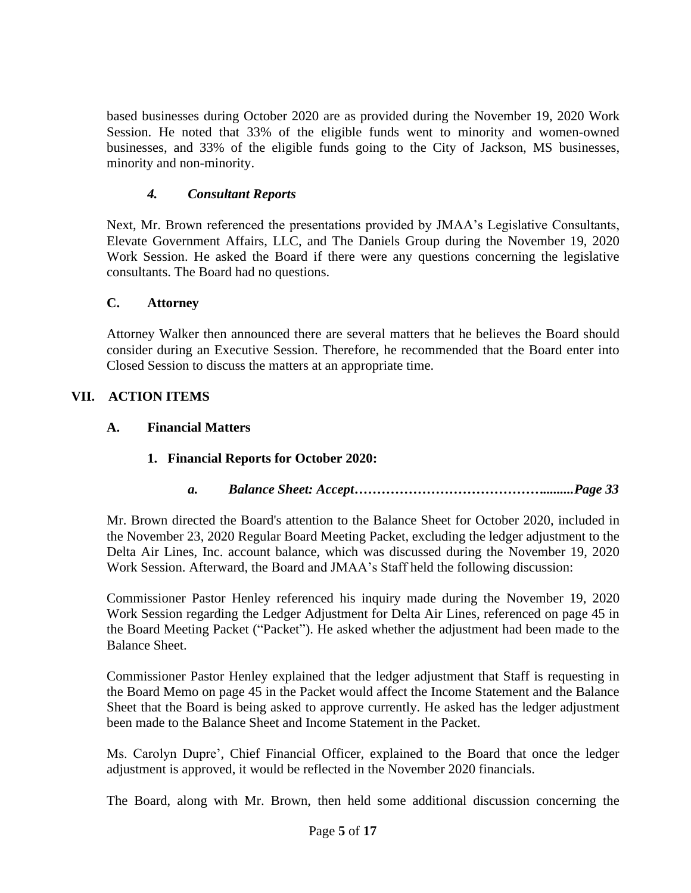based businesses during October 2020 are as provided during the November 19, 2020 Work Session. He noted that 33% of the eligible funds went to minority and women-owned businesses, and 33% of the eligible funds going to the City of Jackson, MS businesses, minority and non-minority.

### *4. Consultant Reports*

Next, Mr. Brown referenced the presentations provided by JMAA's Legislative Consultants, Elevate Government Affairs, LLC, and The Daniels Group during the November 19, 2020 Work Session. He asked the Board if there were any questions concerning the legislative consultants. The Board had no questions.

### C. Attorney

Attorney Walker then announced there are several matters that he believes the Board should consider during an Executive Session. Therefore, he recommended that the Board enter into Closed Session to discuss the matters at an appropriate time.

## VII. ACTION ITEMS

### A. Financial Matters

#### 1. Financial Reports for October 2020:

##### *a. Balance Sheet: Accept……………………………………..........Page 33*

Mr. Brown directed the Board's attention to the Balance Sheet for October 2020, included in the November 23, 2020 Regular Board Meeting Packet, excluding the ledger adjustment to the Delta Air Lines, Inc. account balance, which was discussed during the November 19, 2020 Work Session. Afterward, the Board and JMAA's Staff held the following discussion:

Commissioner Pastor Henley referenced his inquiry made during the November 19, 2020 Work Session regarding the Ledger Adjustment for Delta Air Lines, referenced on page 45 in the Board Meeting Packet ("Packet"). He asked whether the adjustment had been made to the Balance Sheet.

Commissioner Pastor Henley explained that the ledger adjustment that Staff is requesting in the Board Memo on page 45 in the Packet would affect the Income Statement and the Balance Sheet that the Board is being asked to approve currently. He asked has the ledger adjustment been made to the Balance Sheet and Income Statement in the Packet.

Ms. Carolyn Dupre', Chief Financial Officer, explained to the Board that once the ledger adjustment is approved, it would be reflected in the November 2020 financials.

The Board, along with Mr. Brown, then held some additional discussion concerning the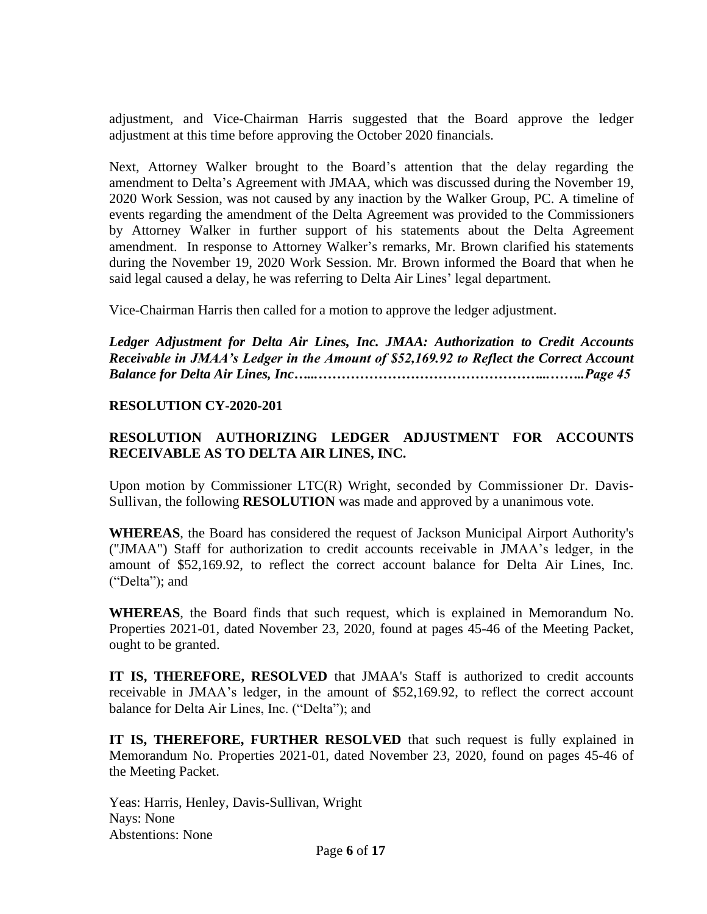adjustment, and Vice-Chairman Harris suggested that the Board approve the ledger adjustment at this time before approving the October 2020 financials.

Next, Attorney Walker brought to the Board's attention that the delay regarding the amendment to Delta's Agreement with JMAA, which was discussed during the November 19, 2020 Work Session, was not caused by any inaction by the Walker Group, PC. A timeline of events regarding the amendment of the Delta Agreement was provided to the Commissioners by Attorney Walker in further support of his statements about the Delta Agreement amendment. In response to Attorney Walker's remarks, Mr. Brown clarified his statements during the November 19, 2020 Work Session. Mr. Brown informed the Board that when he said legal caused a delay, he was referring to Delta Air Lines' legal department.

Vice-Chairman Harris then called for a motion to approve the ledger adjustment.

***Ledger Adjustment for Delta Air Lines, Inc. JMAA: Authorization to Credit Accounts Receivable in JMAA's Ledger in the Amount of $52,169.92 to Reflect the Correct Account Balance for Delta Air Lines, Inc…...…………………………………………...……..Page 45***

**RESOLUTION CY-2020-201**

**RESOLUTION AUTHORIZING LEDGER ADJUSTMENT FOR ACCOUNTS RECEIVABLE AS TO DELTA AIR LINES, INC.**

Upon motion by Commissioner LTC(R) Wright, seconded by Commissioner Dr. Davis-Sullivan, the following **RESOLUTION** was made and approved by a unanimous vote.

**WHEREAS**, the Board has considered the request of Jackson Municipal Airport Authority's ("JMAA") Staff for authorization to credit accounts receivable in JMAA's ledger, in the amount of $52,169.92, to reflect the correct account balance for Delta Air Lines, Inc. ("Delta"); and

**WHEREAS**, the Board finds that such request, which is explained in Memorandum No. Properties 2021-01, dated November 23, 2020, found at pages 45-46 of the Meeting Packet, ought to be granted.

**IT IS, THEREFORE, RESOLVED** that JMAA's Staff is authorized to credit accounts receivable in JMAA's ledger, in the amount of $52,169.92, to reflect the correct account balance for Delta Air Lines, Inc. ("Delta"); and

**IT IS, THEREFORE, FURTHER RESOLVED** that such request is fully explained in Memorandum No. Properties 2021-01, dated November 23, 2020, found on pages 45-46 of the Meeting Packet.

Yeas: Harris, Henley, Davis-Sullivan, Wright
Nays: None
Abstentions: None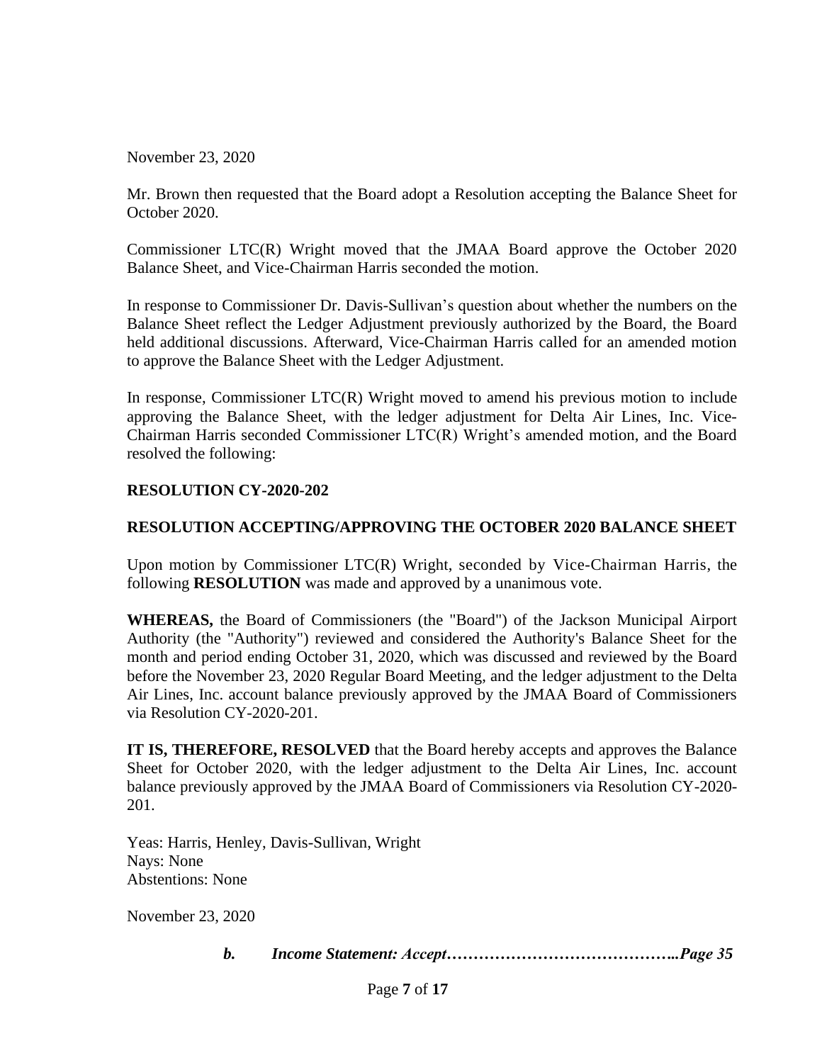November 23, 2020

Mr. Brown then requested that the Board adopt a Resolution accepting the Balance Sheet for October 2020.

Commissioner LTC(R) Wright moved that the JMAA Board approve the October 2020 Balance Sheet, and Vice-Chairman Harris seconded the motion.

In response to Commissioner Dr. Davis-Sullivan's question about whether the numbers on the Balance Sheet reflect the Ledger Adjustment previously authorized by the Board, the Board held additional discussions. Afterward, Vice-Chairman Harris called for an amended motion to approve the Balance Sheet with the Ledger Adjustment.

In response, Commissioner LTC(R) Wright moved to amend his previous motion to include approving the Balance Sheet, with the ledger adjustment for Delta Air Lines, Inc. Vice-Chairman Harris seconded Commissioner LTC(R) Wright's amended motion, and the Board resolved the following:

**RESOLUTION CY-2020-202**

**RESOLUTION ACCEPTING/APPROVING THE OCTOBER 2020 BALANCE SHEET**

Upon motion by Commissioner LTC(R) Wright, seconded by Vice-Chairman Harris, the following **RESOLUTION** was made and approved by a unanimous vote.

**WHEREAS,** the Board of Commissioners (the "Board") of the Jackson Municipal Airport Authority (the "Authority") reviewed and considered the Authority's Balance Sheet for the month and period ending October 31, 2020, which was discussed and reviewed by the Board before the November 23, 2020 Regular Board Meeting, and the ledger adjustment to the Delta Air Lines, Inc. account balance previously approved by the JMAA Board of Commissioners via Resolution CY-2020-201.

**IT IS, THEREFORE, RESOLVED** that the Board hereby accepts and approves the Balance Sheet for October 2020, with the ledger adjustment to the Delta Air Lines, Inc. account balance previously approved by the JMAA Board of Commissioners via Resolution CY-2020-201.

Yeas: Harris, Henley, Davis-Sullivan, Wright
Nays: None
Abstentions: None

November 23, 2020

***b. Income Statement: Accept……………………………………..Page 35***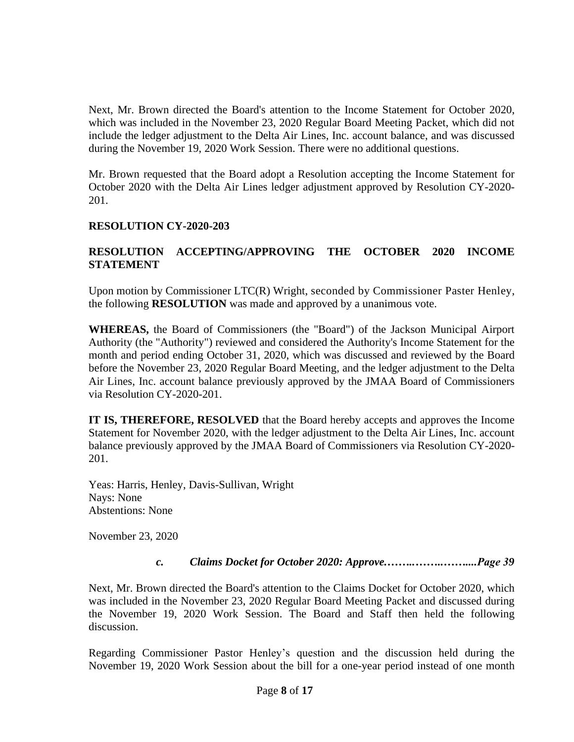Next, Mr. Brown directed the Board's attention to the Income Statement for October 2020, which was included in the November 23, 2020 Regular Board Meeting Packet, which did not include the ledger adjustment to the Delta Air Lines, Inc. account balance, and was discussed during the November 19, 2020 Work Session. There were no additional questions.

Mr. Brown requested that the Board adopt a Resolution accepting the Income Statement for October 2020 with the Delta Air Lines ledger adjustment approved by Resolution CY-2020-201.

**RESOLUTION CY-2020-203**

**RESOLUTION ACCEPTING/APPROVING THE OCTOBER 2020 INCOME STATEMENT**

Upon motion by Commissioner LTC(R) Wright, seconded by Commissioner Paster Henley, the following **RESOLUTION** was made and approved by a unanimous vote.

**WHEREAS,** the Board of Commissioners (the "Board") of the Jackson Municipal Airport Authority (the "Authority") reviewed and considered the Authority's Income Statement for the month and period ending October 31, 2020, which was discussed and reviewed by the Board before the November 23, 2020 Regular Board Meeting, and the ledger adjustment to the Delta Air Lines, Inc. account balance previously approved by the JMAA Board of Commissioners via Resolution CY-2020-201.

**IT IS, THEREFORE, RESOLVED** that the Board hereby accepts and approves the Income Statement for November 2020, with the ledger adjustment to the Delta Air Lines, Inc. account balance previously approved by the JMAA Board of Commissioners via Resolution CY-2020-201.

Yeas: Harris, Henley, Davis-Sullivan, Wright
Nays: None
Abstentions: None

November 23, 2020

*c. Claims Docket for October 2020: Approve……..……..…….....Page 39*

Next, Mr. Brown directed the Board's attention to the Claims Docket for October 2020, which was included in the November 23, 2020 Regular Board Meeting Packet and discussed during the November 19, 2020 Work Session. The Board and Staff then held the following discussion.

Regarding Commissioner Pastor Henley's question and the discussion held during the November 19, 2020 Work Session about the bill for a one-year period instead of one month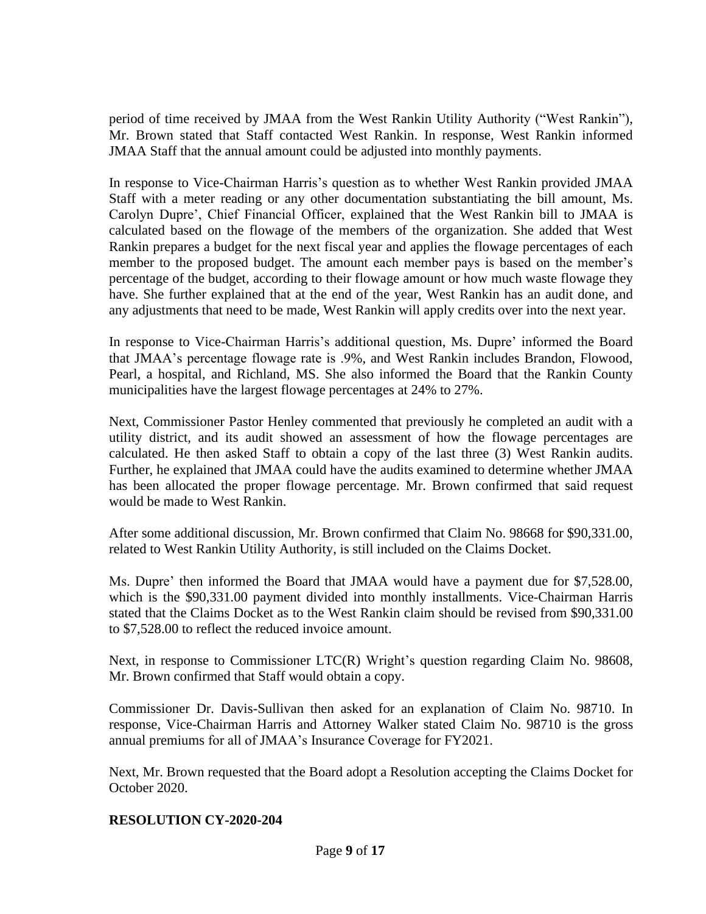period of time received by JMAA from the West Rankin Utility Authority ("West Rankin"), Mr. Brown stated that Staff contacted West Rankin. In response, West Rankin informed JMAA Staff that the annual amount could be adjusted into monthly payments.

In response to Vice-Chairman Harris's question as to whether West Rankin provided JMAA Staff with a meter reading or any other documentation substantiating the bill amount, Ms. Carolyn Dupre', Chief Financial Officer, explained that the West Rankin bill to JMAA is calculated based on the flowage of the members of the organization. She added that West Rankin prepares a budget for the next fiscal year and applies the flowage percentages of each member to the proposed budget. The amount each member pays is based on the member's percentage of the budget, according to their flowage amount or how much waste flowage they have. She further explained that at the end of the year, West Rankin has an audit done, and any adjustments that need to be made, West Rankin will apply credits over into the next year.

In response to Vice-Chairman Harris's additional question, Ms. Dupre' informed the Board that JMAA's percentage flowage rate is .9%, and West Rankin includes Brandon, Flowood, Pearl, a hospital, and Richland, MS. She also informed the Board that the Rankin County municipalities have the largest flowage percentages at 24% to 27%.

Next, Commissioner Pastor Henley commented that previously he completed an audit with a utility district, and its audit showed an assessment of how the flowage percentages are calculated. He then asked Staff to obtain a copy of the last three (3) West Rankin audits. Further, he explained that JMAA could have the audits examined to determine whether JMAA has been allocated the proper flowage percentage. Mr. Brown confirmed that said request would be made to West Rankin.

After some additional discussion, Mr. Brown confirmed that Claim No. 98668 for $90,331.00, related to West Rankin Utility Authority, is still included on the Claims Docket.

Ms. Dupre' then informed the Board that JMAA would have a payment due for $7,528.00, which is the $90,331.00 payment divided into monthly installments. Vice-Chairman Harris stated that the Claims Docket as to the West Rankin claim should be revised from $90,331.00 to $7,528.00 to reflect the reduced invoice amount.

Next, in response to Commissioner LTC(R) Wright's question regarding Claim No. 98608, Mr. Brown confirmed that Staff would obtain a copy.

Commissioner Dr. Davis-Sullivan then asked for an explanation of Claim No. 98710. In response, Vice-Chairman Harris and Attorney Walker stated Claim No. 98710 is the gross annual premiums for all of JMAA's Insurance Coverage for FY2021.

Next, Mr. Brown requested that the Board adopt a Resolution accepting the Claims Docket for October 2020.

**RESOLUTION CY-2020-204**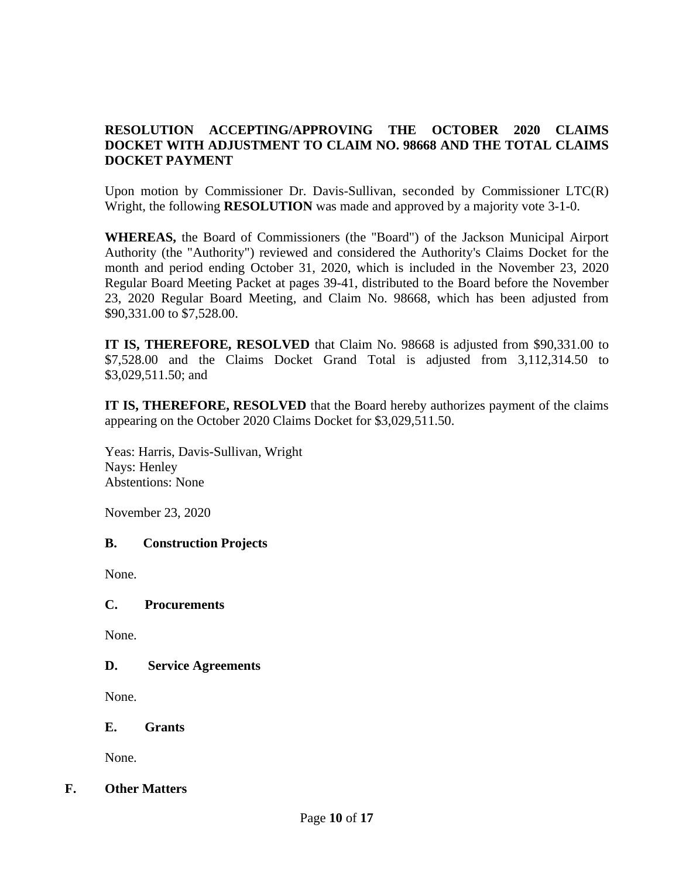**RESOLUTION ACCEPTING/APPROVING THE OCTOBER 2020 CLAIMS DOCKET WITH ADJUSTMENT TO CLAIM NO. 98668 AND THE TOTAL CLAIMS DOCKET PAYMENT**

Upon motion by Commissioner Dr. Davis-Sullivan, seconded by Commissioner LTC(R) Wright, the following **RESOLUTION** was made and approved by a majority vote 3-1-0.

**WHEREAS,** the Board of Commissioners (the "Board") of the Jackson Municipal Airport Authority (the "Authority") reviewed and considered the Authority's Claims Docket for the month and period ending October 31, 2020, which is included in the November 23, 2020 Regular Board Meeting Packet at pages 39-41, distributed to the Board before the November 23, 2020 Regular Board Meeting, and Claim No. 98668, which has been adjusted from $90,331.00 to $7,528.00.

**IT IS, THEREFORE, RESOLVED** that Claim No. 98668 is adjusted from $90,331.00 to $7,528.00 and the Claims Docket Grand Total is adjusted from 3,112,314.50 to $3,029,511.50; and

**IT IS, THEREFORE, RESOLVED** that the Board hereby authorizes payment of the claims appearing on the October 2020 Claims Docket for $3,029,511.50.

Yeas: Harris, Davis-Sullivan, Wright
Nays: Henley
Abstentions: None

November 23, 2020

### B. Construction Projects

None.

### C. Procurements

None.

### D. Service Agreements

None.

### E. Grants

None.

## F. Other Matters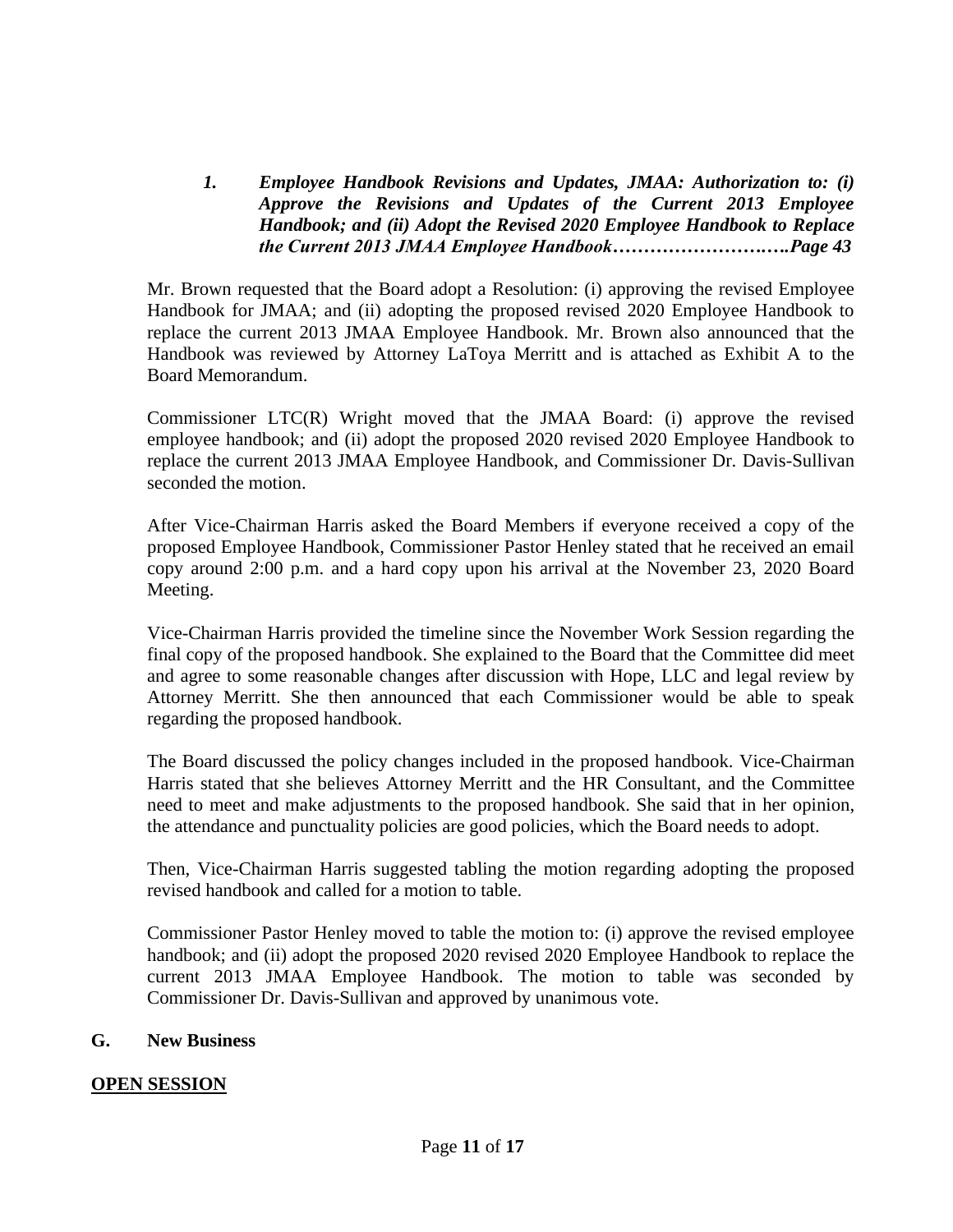***1. Employee Handbook Revisions and Updates, JMAA: Authorization to: (i) Approve the Revisions and Updates of the Current 2013 Employee Handbook; and (ii) Adopt the Revised 2020 Employee Handbook to Replace the Current 2013 JMAA Employee Handbook……………………….Page 43***

Mr. Brown requested that the Board adopt a Resolution: (i) approving the revised Employee Handbook for JMAA; and (ii) adopting the proposed revised 2020 Employee Handbook to replace the current 2013 JMAA Employee Handbook. Mr. Brown also announced that the Handbook was reviewed by Attorney LaToya Merritt and is attached as Exhibit A to the Board Memorandum.

Commissioner LTC(R) Wright moved that the JMAA Board: (i) approve the revised employee handbook; and (ii) adopt the proposed 2020 revised 2020 Employee Handbook to replace the current 2013 JMAA Employee Handbook, and Commissioner Dr. Davis-Sullivan seconded the motion.

After Vice-Chairman Harris asked the Board Members if everyone received a copy of the proposed Employee Handbook, Commissioner Pastor Henley stated that he received an email copy around 2:00 p.m. and a hard copy upon his arrival at the November 23, 2020 Board Meeting.

Vice-Chairman Harris provided the timeline since the November Work Session regarding the final copy of the proposed handbook. She explained to the Board that the Committee did meet and agree to some reasonable changes after discussion with Hope, LLC and legal review by Attorney Merritt. She then announced that each Commissioner would be able to speak regarding the proposed handbook.

The Board discussed the policy changes included in the proposed handbook. Vice-Chairman Harris stated that she believes Attorney Merritt and the HR Consultant, and the Committee need to meet and make adjustments to the proposed handbook. She said that in her opinion, the attendance and punctuality policies are good policies, which the Board needs to adopt.

Then, Vice-Chairman Harris suggested tabling the motion regarding adopting the proposed revised handbook and called for a motion to table.

Commissioner Pastor Henley moved to table the motion to: (i) approve the revised employee handbook; and (ii) adopt the proposed 2020 revised 2020 Employee Handbook to replace the current 2013 JMAA Employee Handbook. The motion to table was seconded by Commissioner Dr. Davis-Sullivan and approved by unanimous vote.

**G. New Business**

**<u>OPEN SESSION</u>**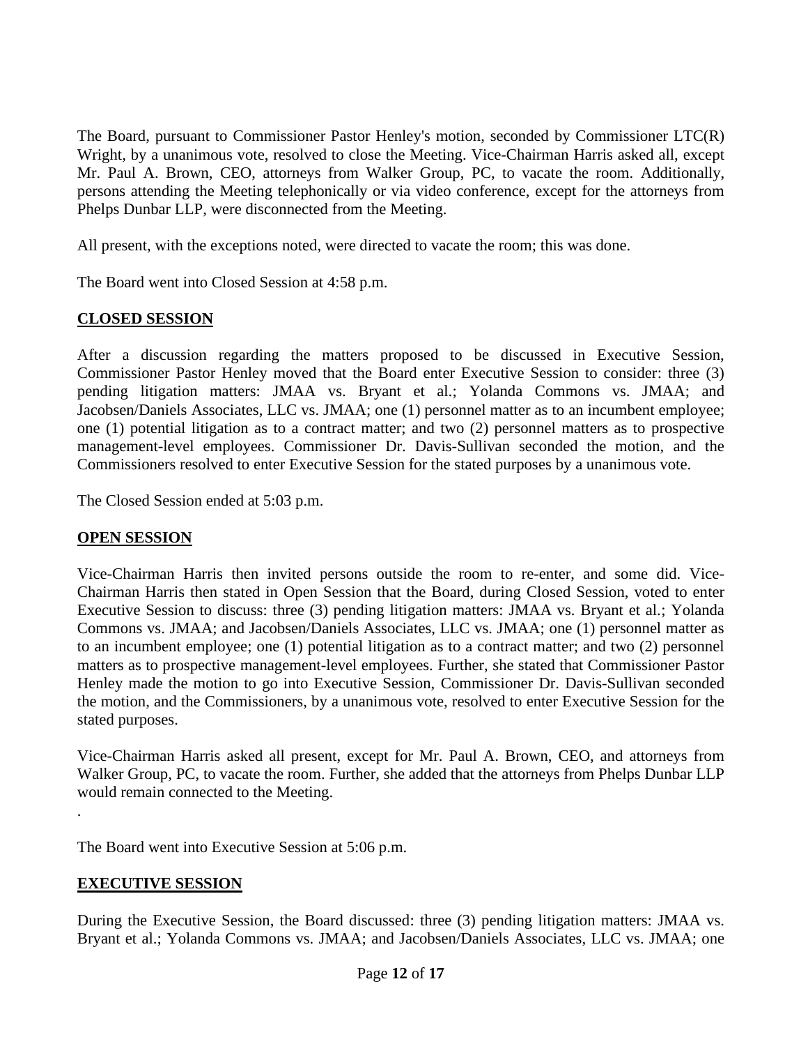The Board, pursuant to Commissioner Pastor Henley's motion, seconded by Commissioner LTC(R) Wright, by a unanimous vote, resolved to close the Meeting. Vice-Chairman Harris asked all, except Mr. Paul A. Brown, CEO, attorneys from Walker Group, PC, to vacate the room. Additionally, persons attending the Meeting telephonically or via video conference, except for the attorneys from Phelps Dunbar LLP, were disconnected from the Meeting.

All present, with the exceptions noted, were directed to vacate the room; this was done.

The Board went into Closed Session at 4:58 p.m.

**CLOSED SESSION**

After a discussion regarding the matters proposed to be discussed in Executive Session, Commissioner Pastor Henley moved that the Board enter Executive Session to consider: three (3) pending litigation matters: JMAA vs. Bryant et al.; Yolanda Commons vs. JMAA; and Jacobsen/Daniels Associates, LLC vs. JMAA; one (1) personnel matter as to an incumbent employee; one (1) potential litigation as to a contract matter; and two (2) personnel matters as to prospective management-level employees. Commissioner Dr. Davis-Sullivan seconded the motion, and the Commissioners resolved to enter Executive Session for the stated purposes by a unanimous vote.

The Closed Session ended at 5:03 p.m.

**OPEN SESSION**

Vice-Chairman Harris then invited persons outside the room to re-enter, and some did. Vice-Chairman Harris then stated in Open Session that the Board, during Closed Session, voted to enter Executive Session to discuss: three (3) pending litigation matters: JMAA vs. Bryant et al.; Yolanda Commons vs. JMAA; and Jacobsen/Daniels Associates, LLC vs. JMAA; one (1) personnel matter as to an incumbent employee; one (1) potential litigation as to a contract matter; and two (2) personnel matters as to prospective management-level employees. Further, she stated that Commissioner Pastor Henley made the motion to go into Executive Session, Commissioner Dr. Davis-Sullivan seconded the motion, and the Commissioners, by a unanimous vote, resolved to enter Executive Session for the stated purposes.

Vice-Chairman Harris asked all present, except for Mr. Paul A. Brown, CEO, and attorneys from Walker Group, PC, to vacate the room. Further, she added that the attorneys from Phelps Dunbar LLP would remain connected to the Meeting.

.

The Board went into Executive Session at 5:06 p.m.

**EXECUTIVE SESSION**

During the Executive Session, the Board discussed: three (3) pending litigation matters: JMAA vs. Bryant et al.; Yolanda Commons vs. JMAA; and Jacobsen/Daniels Associates, LLC vs. JMAA; one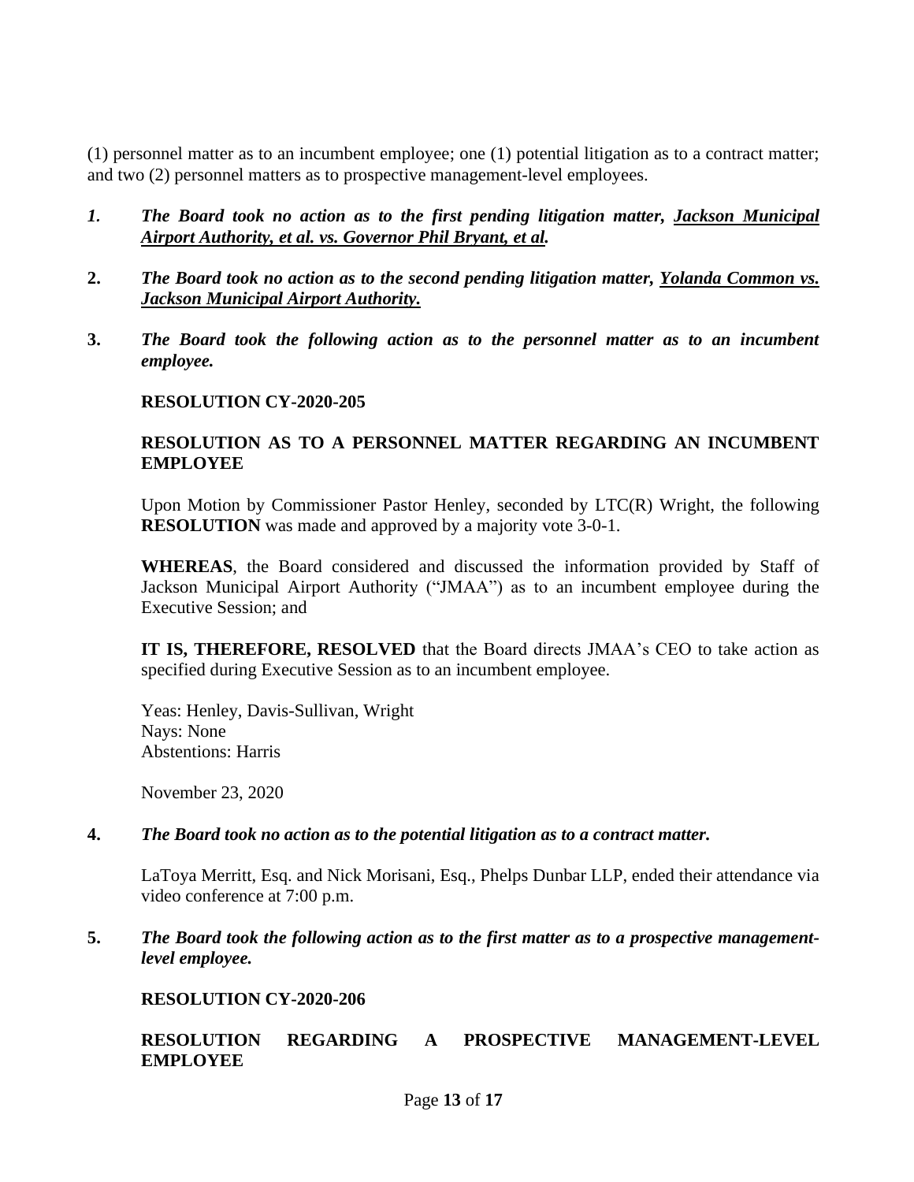(1) personnel matter as to an incumbent employee; one (1) potential litigation as to a contract matter; and two (2) personnel matters as to prospective management-level employees.

*1.* ***The Board took no action as to the first pending litigation matter, <u>Jackson Municipal Airport Authority, et al. vs. Governor Phil Bryant, et al.</u>***

**2.** ***The Board took no action as to the second pending litigation matter, <u>Yolanda Common vs. Jackson Municipal Airport Authority.</u>***

**3.** ***The Board took the following action as to the personnel matter as to an incumbent employee.***

**RESOLUTION CY-2020-205**

**RESOLUTION AS TO A PERSONNEL MATTER REGARDING AN INCUMBENT EMPLOYEE**

Upon Motion by Commissioner Pastor Henley, seconded by LTC(R) Wright, the following **RESOLUTION** was made and approved by a majority vote 3-0-1.

**WHEREAS**, the Board considered and discussed the information provided by Staff of Jackson Municipal Airport Authority ("JMAA") as to an incumbent employee during the Executive Session; and

**IT IS, THEREFORE, RESOLVED** that the Board directs JMAA's CEO to take action as specified during Executive Session as to an incumbent employee.

Yeas: Henley, Davis-Sullivan, Wright
Nays: None
Abstentions: Harris

November 23, 2020

**4.** ***The Board took no action as to the potential litigation as to a contract matter.***

LaToya Merritt, Esq. and Nick Morisani, Esq., Phelps Dunbar LLP, ended their attendance via video conference at 7:00 p.m.

**5.** ***The Board took the following action as to the first matter as to a prospective management-level employee.***

**RESOLUTION CY-2020-206**

**RESOLUTION REGARDING A PROSPECTIVE MANAGEMENT-LEVEL EMPLOYEE**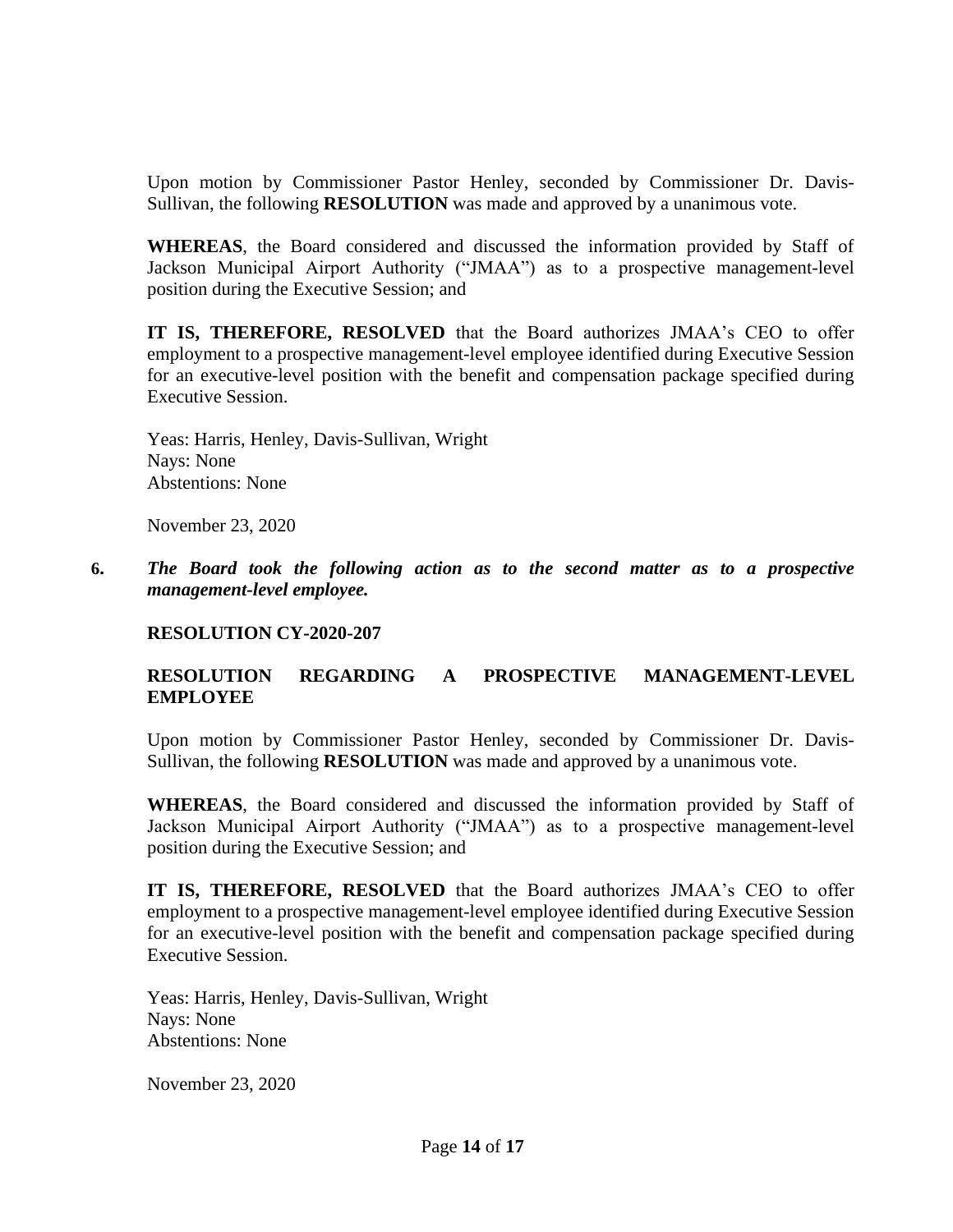Upon motion by Commissioner Pastor Henley, seconded by Commissioner Dr. Davis-Sullivan, the following **RESOLUTION** was made and approved by a unanimous vote.

**WHEREAS**, the Board considered and discussed the information provided by Staff of Jackson Municipal Airport Authority ("JMAA") as to a prospective management-level position during the Executive Session; and

**IT IS, THEREFORE, RESOLVED** that the Board authorizes JMAA's CEO to offer employment to a prospective management-level employee identified during Executive Session for an executive-level position with the benefit and compensation package specified during Executive Session.

Yeas: Harris, Henley, Davis-Sullivan, Wright
Nays: None
Abstentions: None

November 23, 2020

**6.** ***The Board took the following action as to the second matter as to a prospective management-level employee.***

**RESOLUTION CY-2020-207**

**RESOLUTION REGARDING A PROSPECTIVE MANAGEMENT-LEVEL EMPLOYEE**

Upon motion by Commissioner Pastor Henley, seconded by Commissioner Dr. Davis-Sullivan, the following **RESOLUTION** was made and approved by a unanimous vote.

**WHEREAS**, the Board considered and discussed the information provided by Staff of Jackson Municipal Airport Authority ("JMAA") as to a prospective management-level position during the Executive Session; and

**IT IS, THEREFORE, RESOLVED** that the Board authorizes JMAA's CEO to offer employment to a prospective management-level employee identified during Executive Session for an executive-level position with the benefit and compensation package specified during Executive Session.

Yeas: Harris, Henley, Davis-Sullivan, Wright
Nays: None
Abstentions: None

November 23, 2020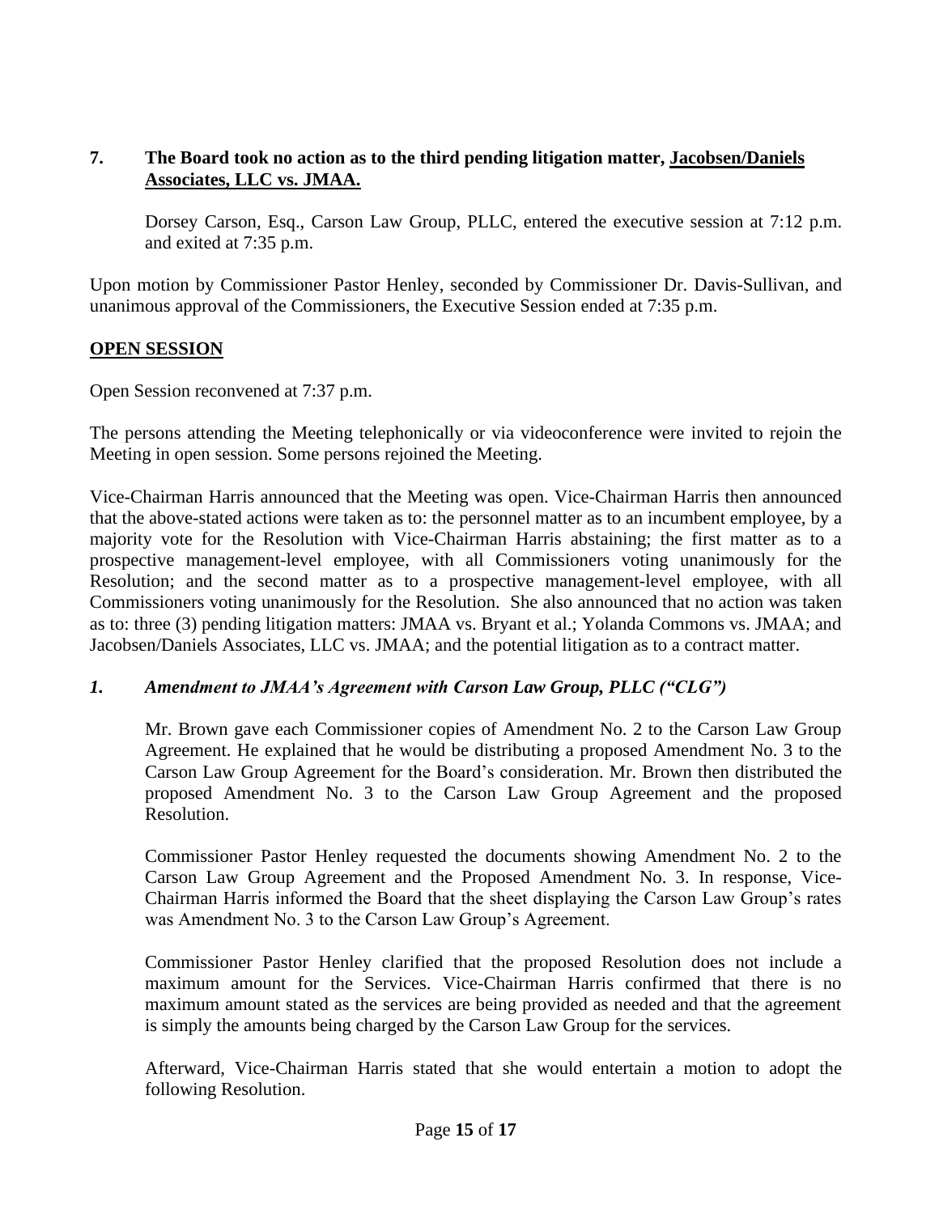**7. The Board took no action as to the third pending litigation matter, <u>Jacobsen/Daniels Associates, LLC vs. JMAA.</u>**

Dorsey Carson, Esq., Carson Law Group, PLLC, entered the executive session at 7:12 p.m. and exited at 7:35 p.m.

Upon motion by Commissioner Pastor Henley, seconded by Commissioner Dr. Davis-Sullivan, and unanimous approval of the Commissioners, the Executive Session ended at 7:35 p.m.

## <u>OPEN SESSION</u>

Open Session reconvened at 7:37 p.m.

The persons attending the Meeting telephonically or via videoconference were invited to rejoin the Meeting in open session. Some persons rejoined the Meeting.

Vice-Chairman Harris announced that the Meeting was open. Vice-Chairman Harris then announced that the above-stated actions were taken as to: the personnel matter as to an incumbent employee, by a majority vote for the Resolution with Vice-Chairman Harris abstaining; the first matter as to a prospective management-level employee, with all Commissioners voting unanimously for the Resolution; and the second matter as to a prospective management-level employee, with all Commissioners voting unanimously for the Resolution. She also announced that no action was taken as to: three (3) pending litigation matters: JMAA vs. Bryant et al.; Yolanda Commons vs. JMAA; and Jacobsen/Daniels Associates, LLC vs. JMAA; and the potential litigation as to a contract matter.

### *1. Amendment to JMAA's Agreement with Carson Law Group, PLLC ("CLG")*

Mr. Brown gave each Commissioner copies of Amendment No. 2 to the Carson Law Group Agreement. He explained that he would be distributing a proposed Amendment No. 3 to the Carson Law Group Agreement for the Board's consideration. Mr. Brown then distributed the proposed Amendment No. 3 to the Carson Law Group Agreement and the proposed Resolution.

Commissioner Pastor Henley requested the documents showing Amendment No. 2 to the Carson Law Group Agreement and the Proposed Amendment No. 3. In response, Vice-Chairman Harris informed the Board that the sheet displaying the Carson Law Group's rates was Amendment No. 3 to the Carson Law Group's Agreement.

Commissioner Pastor Henley clarified that the proposed Resolution does not include a maximum amount for the Services. Vice-Chairman Harris confirmed that there is no maximum amount stated as the services are being provided as needed and that the agreement is simply the amounts being charged by the Carson Law Group for the services.

Afterward, Vice-Chairman Harris stated that she would entertain a motion to adopt the following Resolution.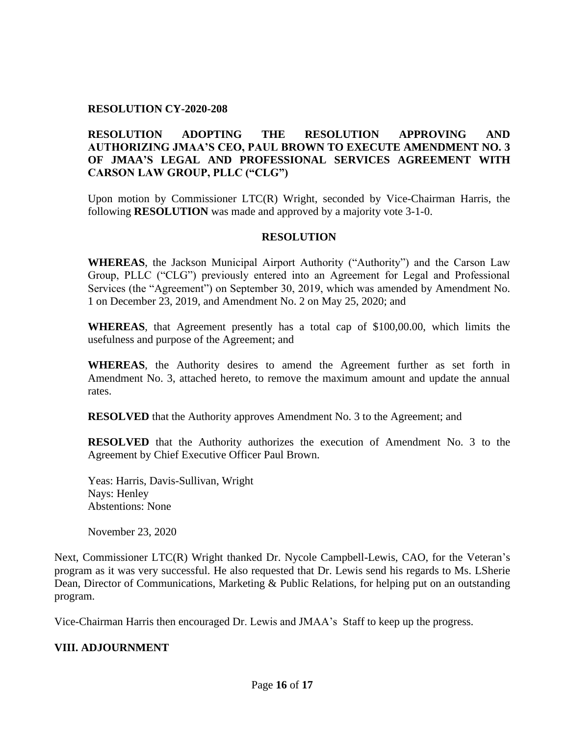**RESOLUTION CY-2020-208**

**RESOLUTION ADOPTING THE RESOLUTION APPROVING AND AUTHORIZING JMAA'S CEO, PAUL BROWN TO EXECUTE AMENDMENT NO. 3 OF JMAA'S LEGAL AND PROFESSIONAL SERVICES AGREEMENT WITH CARSON LAW GROUP, PLLC ("CLG")**

Upon motion by Commissioner LTC(R) Wright, seconded by Vice-Chairman Harris, the following **RESOLUTION** was made and approved by a majority vote 3-1-0.

**RESOLUTION**

**WHEREAS**, the Jackson Municipal Airport Authority ("Authority") and the Carson Law Group, PLLC ("CLG") previously entered into an Agreement for Legal and Professional Services (the "Agreement") on September 30, 2019, which was amended by Amendment No. 1 on December 23, 2019, and Amendment No. 2 on May 25, 2020; and

**WHEREAS**, that Agreement presently has a total cap of $100,00.00, which limits the usefulness and purpose of the Agreement; and

**WHEREAS**, the Authority desires to amend the Agreement further as set forth in Amendment No. 3, attached hereto, to remove the maximum amount and update the annual rates.

**RESOLVED** that the Authority approves Amendment No. 3 to the Agreement; and

**RESOLVED** that the Authority authorizes the execution of Amendment No. 3 to the Agreement by Chief Executive Officer Paul Brown.

Yeas: Harris, Davis-Sullivan, Wright
Nays: Henley
Abstentions: None

November 23, 2020

Next, Commissioner LTC(R) Wright thanked Dr. Nycole Campbell-Lewis, CAO, for the Veteran's program as it was very successful. He also requested that Dr. Lewis send his regards to Ms. LSherie Dean, Director of Communications, Marketing & Public Relations, for helping put on an outstanding program.

Vice-Chairman Harris then encouraged Dr. Lewis and JMAA's Staff to keep up the progress.

## VIII. ADJOURNMENT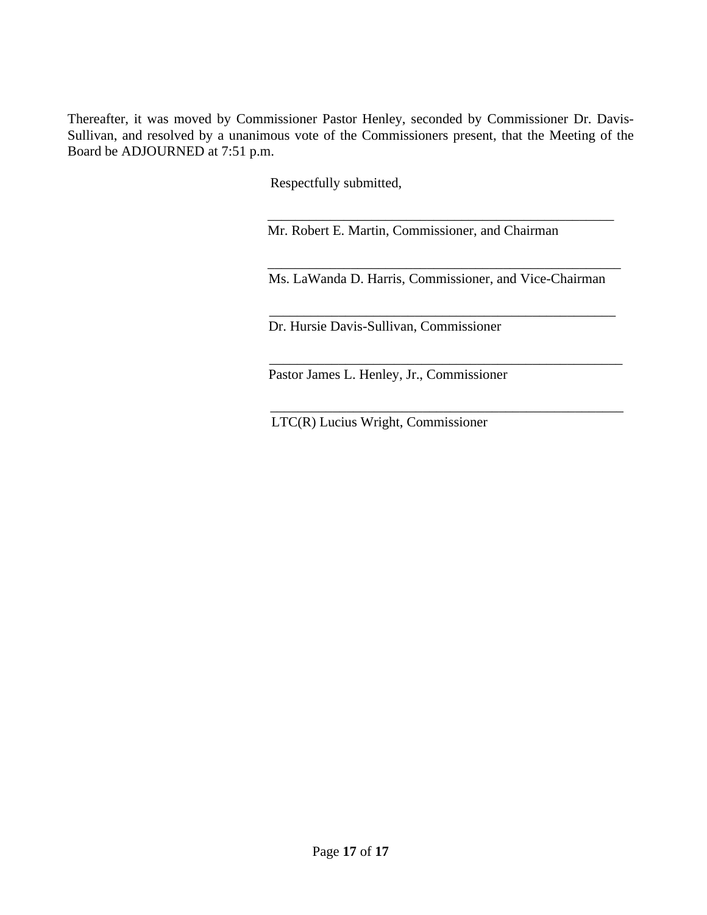Thereafter, it was moved by Commissioner Pastor Henley, seconded by Commissioner Dr. Davis-Sullivan, and resolved by a unanimous vote of the Commissioners present, that the Meeting of the Board be ADJOURNED at 7:51 p.m.

Respectfully submitted,

\_\_\_\_\_\_\_\_\_\_\_\_\_\_\_\_\_\_\_\_\_\_\_\_\_\_\_\_\_\_\_\_\_\_\_\_\_\_\_\_\_\_\_\_\_\_\_\_\_\_

Mr. Robert E. Martin, Commissioner, and Chairman

\_\_\_\_\_\_\_\_\_\_\_\_\_\_\_\_\_\_\_\_\_\_\_\_\_\_\_\_\_\_\_\_\_\_\_\_\_\_\_\_\_\_\_\_\_\_\_\_\_\_

Ms. LaWanda D. Harris, Commissioner, and Vice-Chairman

\_\_\_\_\_\_\_\_\_\_\_\_\_\_\_\_\_\_\_\_\_\_\_\_\_\_\_\_\_\_\_\_\_\_\_\_\_\_\_\_\_\_\_\_\_\_\_\_\_\_

Dr. Hursie Davis-Sullivan, Commissioner

\_\_\_\_\_\_\_\_\_\_\_\_\_\_\_\_\_\_\_\_\_\_\_\_\_\_\_\_\_\_\_\_\_\_\_\_\_\_\_\_\_\_\_\_\_\_\_\_\_\_

Pastor James L. Henley, Jr., Commissioner

\_\_\_\_\_\_\_\_\_\_\_\_\_\_\_\_\_\_\_\_\_\_\_\_\_\_\_\_\_\_\_\_\_\_\_\_\_\_\_\_\_\_\_\_\_\_\_\_\_\_

LTC(R) Lucius Wright, Commissioner